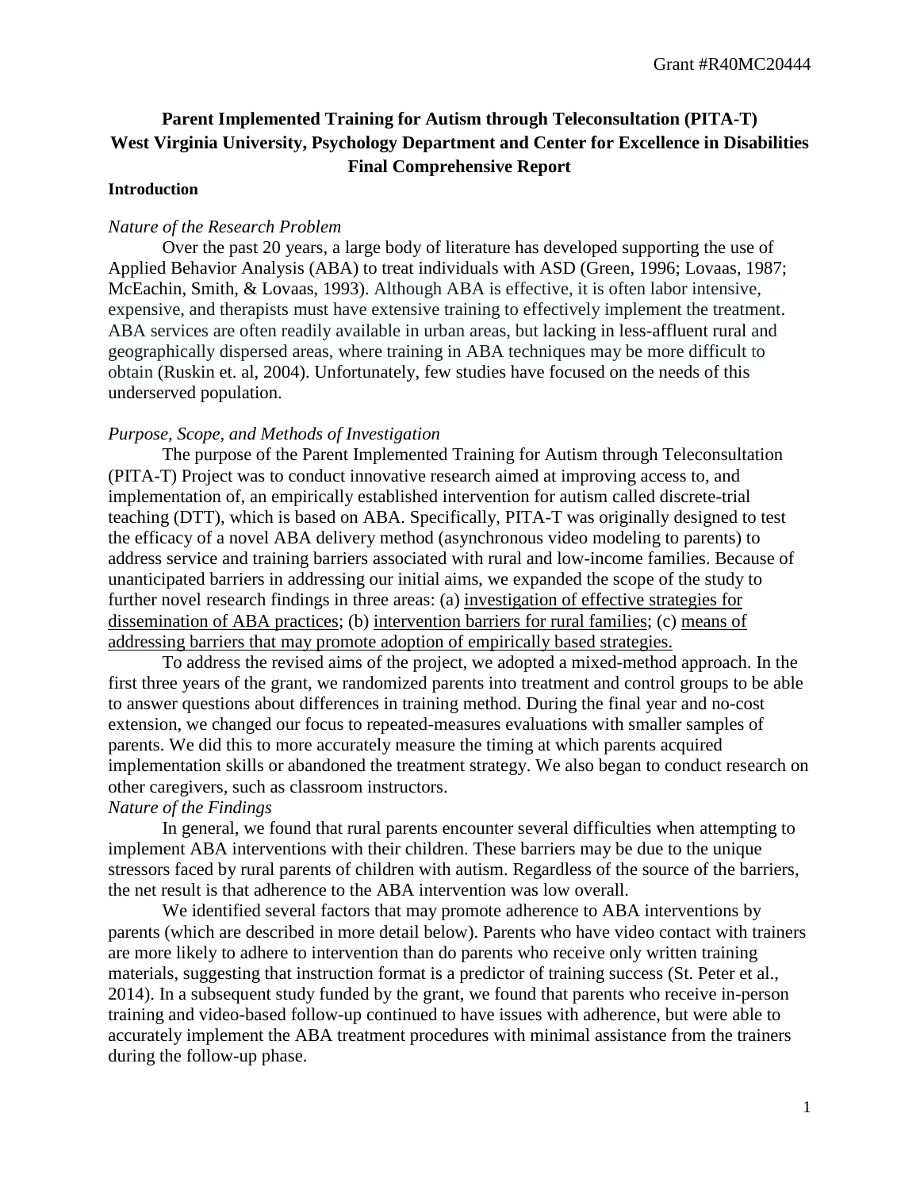# Parent Implemented Training for Autism through Teleconsultation (PITA-T)
# West Virginia University, Psychology Department and Center for Excellence in Disabilities
# Final Comprehensive Report

## Introduction

### *Nature of the Research Problem*

Over the past 20 years, a large body of literature has developed supporting the use of Applied Behavior Analysis (ABA) to treat individuals with ASD (Green, 1996; Lovaas, 1987; McEachin, Smith, & Lovaas, 1993). Although ABA is effective, it is often labor intensive, expensive, and therapists must have extensive training to effectively implement the treatment. ABA services are often readily available in urban areas, but lacking in less-affluent rural and geographically dispersed areas, where training in ABA techniques may be more difficult to obtain (Ruskin et. al, 2004). Unfortunately, few studies have focused on the needs of this underserved population.

### *Purpose, Scope, and Methods of Investigation*

The purpose of the Parent Implemented Training for Autism through Teleconsultation (PITA-T) Project was to conduct innovative research aimed at improving access to, and implementation of, an empirically established intervention for autism called discrete-trial teaching (DTT), which is based on ABA. Specifically, PITA-T was originally designed to test the efficacy of a novel ABA delivery method (asynchronous video modeling to parents) to address service and training barriers associated with rural and low-income families. Because of unanticipated barriers in addressing our initial aims, we expanded the scope of the study to further novel research findings in three areas: (a) <u>investigation of effective strategies for dissemination of ABA practices</u>; (b) <u>intervention barriers for rural families</u>; (c) <u>means of addressing barriers that may promote adoption of empirically based strategies.</u>

To address the revised aims of the project, we adopted a mixed-method approach. In the first three years of the grant, we randomized parents into treatment and control groups to be able to answer questions about differences in training method. During the final year and no-cost extension, we changed our focus to repeated-measures evaluations with smaller samples of parents. We did this to more accurately measure the timing at which parents acquired implementation skills or abandoned the treatment strategy. We also began to conduct research on other caregivers, such as classroom instructors.

### *Nature of the Findings*

In general, we found that rural parents encounter several difficulties when attempting to implement ABA interventions with their children. These barriers may be due to the unique stressors faced by rural parents of children with autism. Regardless of the source of the barriers, the net result is that adherence to the ABA intervention was low overall.

We identified several factors that may promote adherence to ABA interventions by parents (which are described in more detail below). Parents who have video contact with trainers are more likely to adhere to intervention than do parents who receive only written training materials, suggesting that instruction format is a predictor of training success (St. Peter et al., 2014). In a subsequent study funded by the grant, we found that parents who receive in-person training and video-based follow-up continued to have issues with adherence, but were able to accurately implement the ABA treatment procedures with minimal assistance from the trainers during the follow-up phase.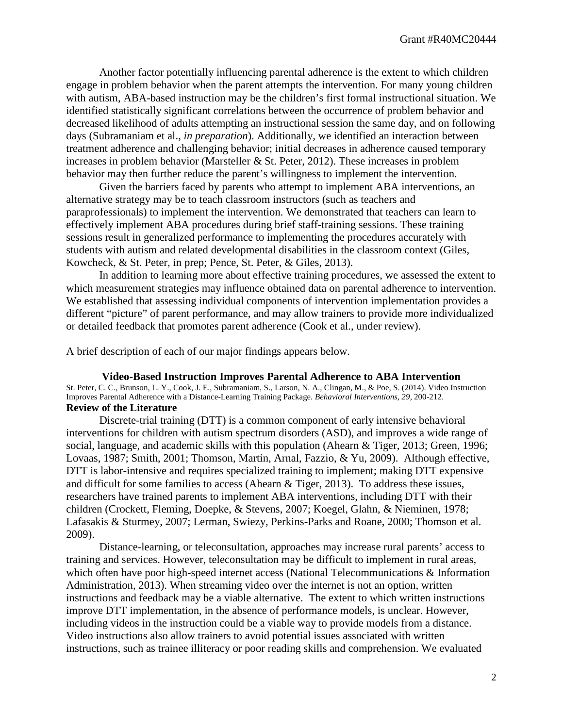Another factor potentially influencing parental adherence is the extent to which children engage in problem behavior when the parent attempts the intervention. For many young children with autism, ABA-based instruction may be the children's first formal instructional situation. We identified statistically significant correlations between the occurrence of problem behavior and decreased likelihood of adults attempting an instructional session the same day, and on following days (Subramaniam et al., *in preparation*). Additionally, we identified an interaction between treatment adherence and challenging behavior; initial decreases in adherence caused temporary increases in problem behavior (Marsteller & St. Peter, 2012). These increases in problem behavior may then further reduce the parent's willingness to implement the intervention.

Given the barriers faced by parents who attempt to implement ABA interventions, an alternative strategy may be to teach classroom instructors (such as teachers and paraprofessionals) to implement the intervention. We demonstrated that teachers can learn to effectively implement ABA procedures during brief staff-training sessions. These training sessions result in generalized performance to implementing the procedures accurately with students with autism and related developmental disabilities in the classroom context (Giles, Kowcheck, & St. Peter, in prep; Pence, St. Peter, & Giles, 2013).

In addition to learning more about effective training procedures, we assessed the extent to which measurement strategies may influence obtained data on parental adherence to intervention. We established that assessing individual components of intervention implementation provides a different "picture" of parent performance, and may allow trainers to provide more individualized or detailed feedback that promotes parent adherence (Cook et al., under review).

A brief description of each of our major findings appears below.

## Video-Based Instruction Improves Parental Adherence to ABA Intervention

St. Peter, C. C., Brunson, L. Y., Cook, J. E., Subramaniam, S., Larson, N. A., Clingan, M., & Poe, S. (2014). Video Instruction Improves Parental Adherence with a Distance-Learning Training Package. *Behavioral Interventions, 29*, 200-212.

### Review of the Literature

Discrete-trial training (DTT) is a common component of early intensive behavioral interventions for children with autism spectrum disorders (ASD), and improves a wide range of social, language, and academic skills with this population (Ahearn & Tiger, 2013; Green, 1996; Lovaas, 1987; Smith, 2001; Thomson, Martin, Arnal, Fazzio, & Yu, 2009). Although effective, DTT is labor-intensive and requires specialized training to implement; making DTT expensive and difficult for some families to access (Ahearn & Tiger, 2013). To address these issues, researchers have trained parents to implement ABA interventions, including DTT with their children (Crockett, Fleming, Doepke, & Stevens, 2007; Koegel, Glahn, & Nieminen, 1978; Lafasakis & Sturmey, 2007; Lerman, Swiezy, Perkins-Parks and Roane, 2000; Thomson et al. 2009).

Distance-learning, or teleconsultation, approaches may increase rural parents' access to training and services. However, teleconsultation may be difficult to implement in rural areas, which often have poor high-speed internet access (National Telecommunications & Information Administration, 2013). When streaming video over the internet is not an option, written instructions and feedback may be a viable alternative. The extent to which written instructions improve DTT implementation, in the absence of performance models, is unclear. However, including videos in the instruction could be a viable way to provide models from a distance. Video instructions also allow trainers to avoid potential issues associated with written instructions, such as trainee illiteracy or poor reading skills and comprehension. We evaluated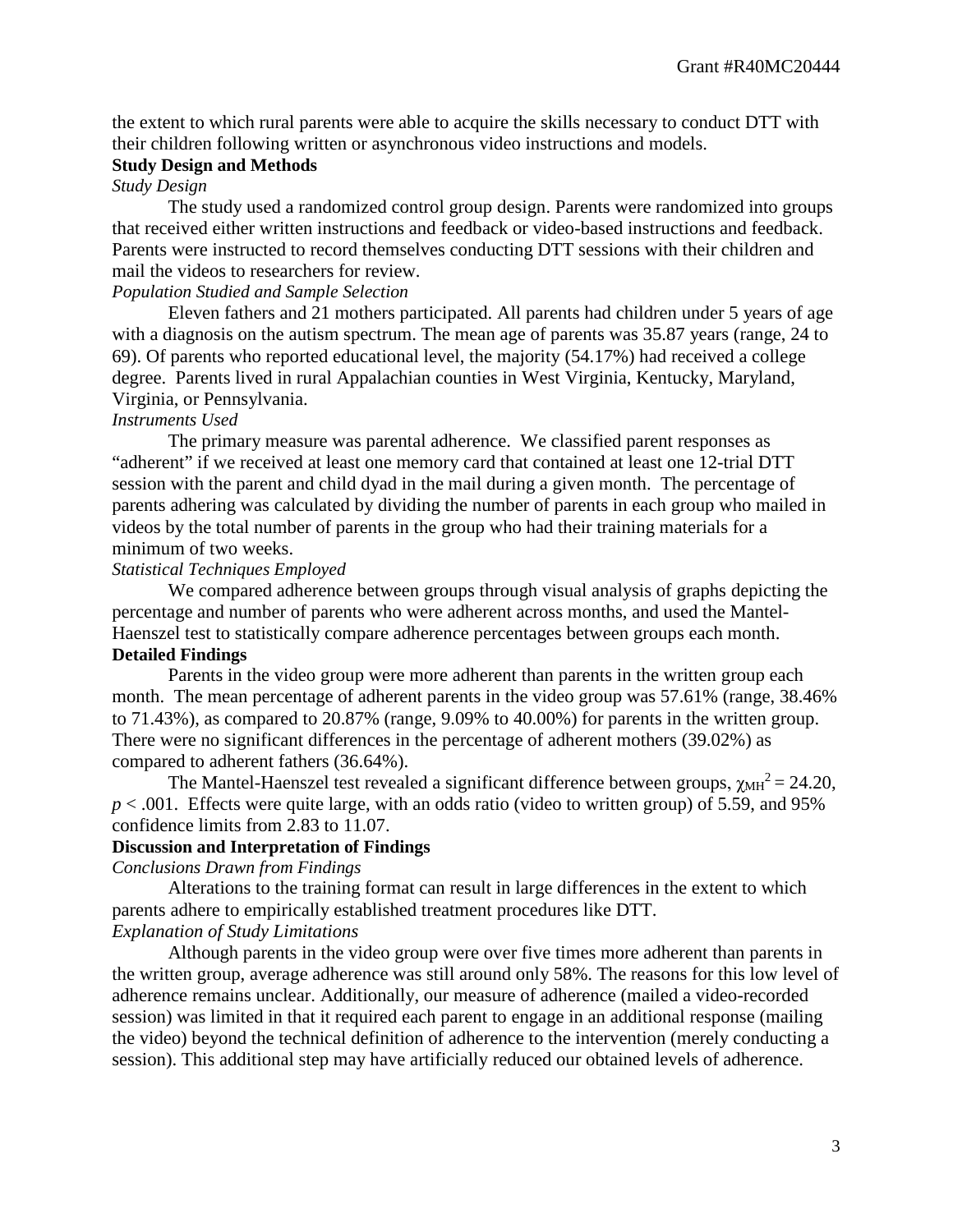the extent to which rural parents were able to acquire the skills necessary to conduct DTT with their children following written or asynchronous video instructions and models.

## Study Design and Methods

### *Study Design*

The study used a randomized control group design. Parents were randomized into groups that received either written instructions and feedback or video-based instructions and feedback. Parents were instructed to record themselves conducting DTT sessions with their children and mail the videos to researchers for review.

### *Population Studied and Sample Selection*

Eleven fathers and 21 mothers participated. All parents had children under 5 years of age with a diagnosis on the autism spectrum. The mean age of parents was 35.87 years (range, 24 to 69). Of parents who reported educational level, the majority (54.17%) had received a college degree. Parents lived in rural Appalachian counties in West Virginia, Kentucky, Maryland, Virginia, or Pennsylvania.

### *Instruments Used*

The primary measure was parental adherence. We classified parent responses as "adherent" if we received at least one memory card that contained at least one 12-trial DTT session with the parent and child dyad in the mail during a given month. The percentage of parents adhering was calculated by dividing the number of parents in each group who mailed in videos by the total number of parents in the group who had their training materials for a minimum of two weeks.

### *Statistical Techniques Employed*

We compared adherence between groups through visual analysis of graphs depicting the percentage and number of parents who were adherent across months, and used the Mantel-Haenszel test to statistically compare adherence percentages between groups each month.

## Detailed Findings

Parents in the video group were more adherent than parents in the written group each month. The mean percentage of adherent parents in the video group was 57.61% (range, 38.46% to 71.43%), as compared to 20.87% (range, 9.09% to 40.00%) for parents in the written group. There were no significant differences in the percentage of adherent mothers (39.02%) as compared to adherent fathers (36.64%).

The Mantel-Haenszel test revealed a significant difference between groups, $\chi_{MH}^2 = 24.20$, $p < .001$. Effects were quite large, with an odds ratio (video to written group) of 5.59, and 95% confidence limits from 2.83 to 11.07.

## Discussion and Interpretation of Findings

### *Conclusions Drawn from Findings*

Alterations to the training format can result in large differences in the extent to which parents adhere to empirically established treatment procedures like DTT.

### *Explanation of Study Limitations*

Although parents in the video group were over five times more adherent than parents in the written group, average adherence was still around only 58%. The reasons for this low level of adherence remains unclear. Additionally, our measure of adherence (mailed a video-recorded session) was limited in that it required each parent to engage in an additional response (mailing the video) beyond the technical definition of adherence to the intervention (merely conducting a session). This additional step may have artificially reduced our obtained levels of adherence.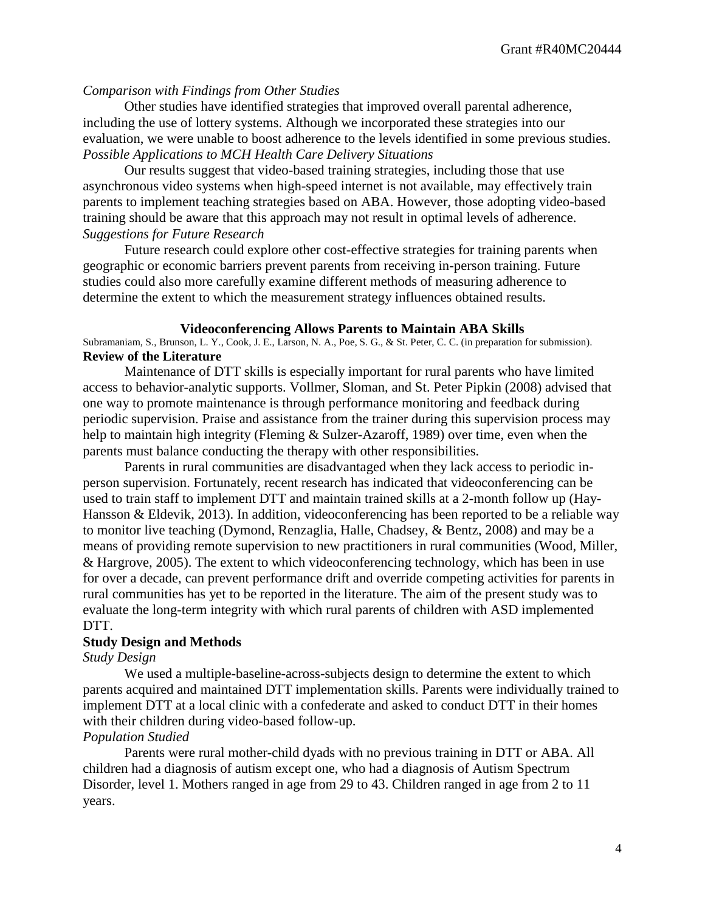*Comparison with Findings from Other Studies*

Other studies have identified strategies that improved overall parental adherence, including the use of lottery systems. Although we incorporated these strategies into our evaluation, we were unable to boost adherence to the levels identified in some previous studies.

*Possible Applications to MCH Health Care Delivery Situations*

Our results suggest that video-based training strategies, including those that use asynchronous video systems when high-speed internet is not available, may effectively train parents to implement teaching strategies based on ABA. However, those adopting video-based training should be aware that this approach may not result in optimal levels of adherence.

*Suggestions for Future Research*

Future research could explore other cost-effective strategies for training parents when geographic or economic barriers prevent parents from receiving in-person training. Future studies could also more carefully examine different methods of measuring adherence to determine the extent to which the measurement strategy influences obtained results.

## Videoconferencing Allows Parents to Maintain ABA Skills

Subramaniam, S., Brunson, L. Y., Cook, J. E., Larson, N. A., Poe, S. G., & St. Peter, C. C. (in preparation for submission).

### Review of the Literature

Maintenance of DTT skills is especially important for rural parents who have limited access to behavior-analytic supports. Vollmer, Sloman, and St. Peter Pipkin (2008) advised that one way to promote maintenance is through performance monitoring and feedback during periodic supervision. Praise and assistance from the trainer during this supervision process may help to maintain high integrity (Fleming & Sulzer-Azaroff, 1989) over time, even when the parents must balance conducting the therapy with other responsibilities.

Parents in rural communities are disadvantaged when they lack access to periodic in-person supervision. Fortunately, recent research has indicated that videoconferencing can be used to train staff to implement DTT and maintain trained skills at a 2-month follow up (Hay-Hansson & Eldevik, 2013). In addition, videoconferencing has been reported to be a reliable way to monitor live teaching (Dymond, Renzaglia, Halle, Chadsey, & Bentz, 2008) and may be a means of providing remote supervision to new practitioners in rural communities (Wood, Miller, & Hargrove, 2005). The extent to which videoconferencing technology, which has been in use for over a decade, can prevent performance drift and override competing activities for parents in rural communities has yet to be reported in the literature. The aim of the present study was to evaluate the long-term integrity with which rural parents of children with ASD implemented DTT.

### Study Design and Methods

*Study Design*

We used a multiple-baseline-across-subjects design to determine the extent to which parents acquired and maintained DTT implementation skills. Parents were individually trained to implement DTT at a local clinic with a confederate and asked to conduct DTT in their homes with their children during video-based follow-up.

*Population Studied*

Parents were rural mother-child dyads with no previous training in DTT or ABA. All children had a diagnosis of autism except one, who had a diagnosis of Autism Spectrum Disorder, level 1. Mothers ranged in age from 29 to 43. Children ranged in age from 2 to 11 years.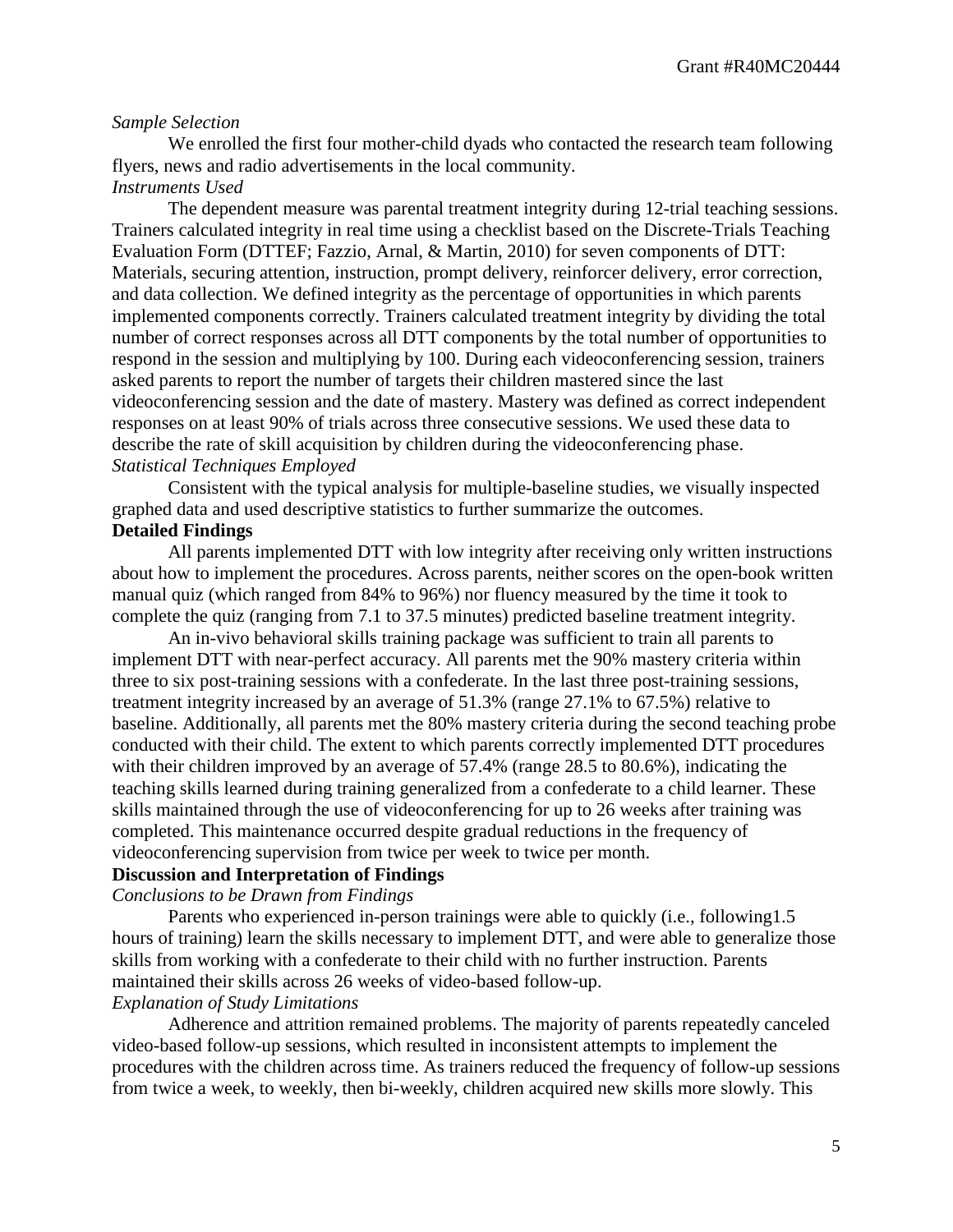*Sample Selection*

We enrolled the first four mother-child dyads who contacted the research team following flyers, news and radio advertisements in the local community.

*Instruments Used*

The dependent measure was parental treatment integrity during 12-trial teaching sessions. Trainers calculated integrity in real time using a checklist based on the Discrete-Trials Teaching Evaluation Form (DTTEF; Fazzio, Arnal, & Martin, 2010) for seven components of DTT: Materials, securing attention, instruction, prompt delivery, reinforcer delivery, error correction, and data collection. We defined integrity as the percentage of opportunities in which parents implemented components correctly. Trainers calculated treatment integrity by dividing the total number of correct responses across all DTT components by the total number of opportunities to respond in the session and multiplying by 100. During each videoconferencing session, trainers asked parents to report the number of targets their children mastered since the last videoconferencing session and the date of mastery. Mastery was defined as correct independent responses on at least 90% of trials across three consecutive sessions. We used these data to describe the rate of skill acquisition by children during the videoconferencing phase.

*Statistical Techniques Employed*

Consistent with the typical analysis for multiple-baseline studies, we visually inspected graphed data and used descriptive statistics to further summarize the outcomes.

**Detailed Findings**

All parents implemented DTT with low integrity after receiving only written instructions about how to implement the procedures. Across parents, neither scores on the open-book written manual quiz (which ranged from 84% to 96%) nor fluency measured by the time it took to complete the quiz (ranging from 7.1 to 37.5 minutes) predicted baseline treatment integrity.

An in-vivo behavioral skills training package was sufficient to train all parents to implement DTT with near-perfect accuracy. All parents met the 90% mastery criteria within three to six post-training sessions with a confederate. In the last three post-training sessions, treatment integrity increased by an average of 51.3% (range 27.1% to 67.5%) relative to baseline. Additionally, all parents met the 80% mastery criteria during the second teaching probe conducted with their child. The extent to which parents correctly implemented DTT procedures with their children improved by an average of 57.4% (range 28.5 to 80.6%), indicating the teaching skills learned during training generalized from a confederate to a child learner. These skills maintained through the use of videoconferencing for up to 26 weeks after training was completed. This maintenance occurred despite gradual reductions in the frequency of videoconferencing supervision from twice per week to twice per month.

**Discussion and Interpretation of Findings**

*Conclusions to be Drawn from Findings*

Parents who experienced in-person trainings were able to quickly (i.e., following1.5 hours of training) learn the skills necessary to implement DTT, and were able to generalize those skills from working with a confederate to their child with no further instruction. Parents maintained their skills across 26 weeks of video-based follow-up.

*Explanation of Study Limitations*

Adherence and attrition remained problems. The majority of parents repeatedly canceled video-based follow-up sessions, which resulted in inconsistent attempts to implement the procedures with the children across time. As trainers reduced the frequency of follow-up sessions from twice a week, to weekly, then bi-weekly, children acquired new skills more slowly. This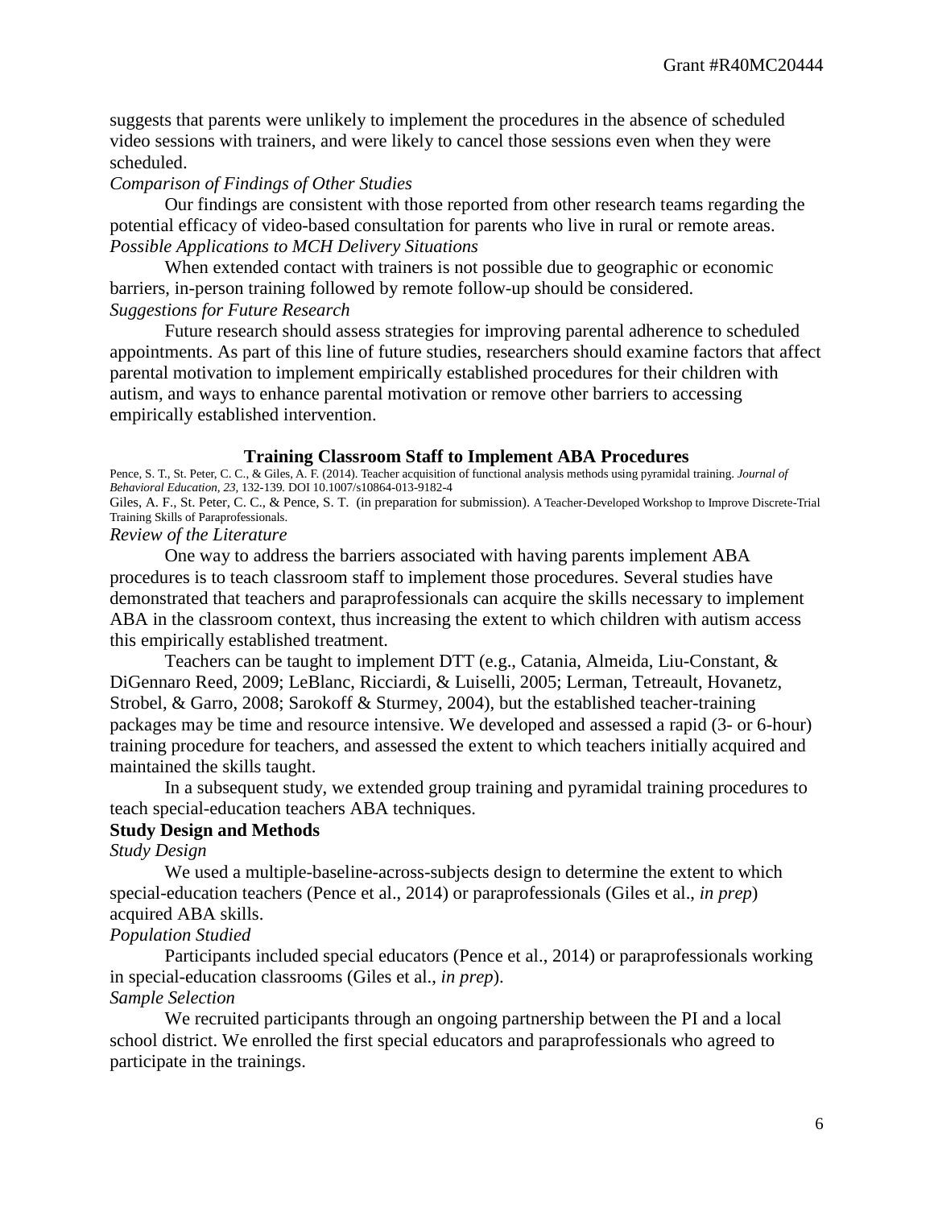suggests that parents were unlikely to implement the procedures in the absence of scheduled video sessions with trainers, and were likely to cancel those sessions even when they were scheduled.

*Comparison of Findings of Other Studies*

Our findings are consistent with those reported from other research teams regarding the potential efficacy of video-based consultation for parents who live in rural or remote areas.

*Possible Applications to MCH Delivery Situations*

When extended contact with trainers is not possible due to geographic or economic barriers, in-person training followed by remote follow-up should be considered.

*Suggestions for Future Research*

Future research should assess strategies for improving parental adherence to scheduled appointments. As part of this line of future studies, researchers should examine factors that affect parental motivation to implement empirically established procedures for their children with autism, and ways to enhance parental motivation or remove other barriers to accessing empirically established intervention.

## Training Classroom Staff to Implement ABA Procedures

Pence, S. T., St. Peter, C. C., & Giles, A. F. (2014). Teacher acquisition of functional analysis methods using pyramidal training. *Journal of Behavioral Education, 23*, 132-139. DOI 10.1007/s10864-013-9182-4

Giles, A. F., St. Peter, C. C., & Pence, S. T. (in preparation for submission). A Teacher-Developed Workshop to Improve Discrete-Trial Training Skills of Paraprofessionals.

*Review of the Literature*

One way to address the barriers associated with having parents implement ABA procedures is to teach classroom staff to implement those procedures. Several studies have demonstrated that teachers and paraprofessionals can acquire the skills necessary to implement ABA in the classroom context, thus increasing the extent to which children with autism access this empirically established treatment.

Teachers can be taught to implement DTT (e.g., Catania, Almeida, Liu-Constant, & DiGennaro Reed, 2009; LeBlanc, Ricciardi, & Luiselli, 2005; Lerman, Tetreault, Hovanetz, Strobel, & Garro, 2008; Sarokoff & Sturmey, 2004), but the established teacher-training packages may be time and resource intensive. We developed and assessed a rapid (3- or 6-hour) training procedure for teachers, and assessed the extent to which teachers initially acquired and maintained the skills taught.

In a subsequent study, we extended group training and pyramidal training procedures to teach special-education teachers ABA techniques.

**Study Design and Methods**

*Study Design*

We used a multiple-baseline-across-subjects design to determine the extent to which special-education teachers (Pence et al., 2014) or paraprofessionals (Giles et al., *in prep*) acquired ABA skills.

*Population Studied*

Participants included special educators (Pence et al., 2014) or paraprofessionals working in special-education classrooms (Giles et al., *in prep*).

*Sample Selection*

We recruited participants through an ongoing partnership between the PI and a local school district. We enrolled the first special educators and paraprofessionals who agreed to participate in the trainings.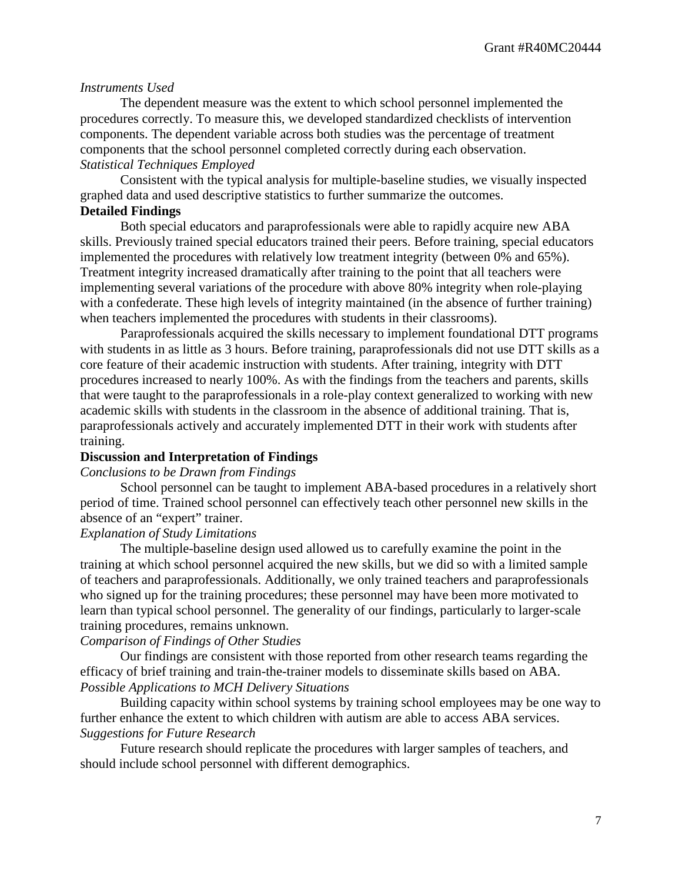*Instruments Used*

The dependent measure was the extent to which school personnel implemented the procedures correctly. To measure this, we developed standardized checklists of intervention components. The dependent variable across both studies was the percentage of treatment components that the school personnel completed correctly during each observation.

*Statistical Techniques Employed*

Consistent with the typical analysis for multiple-baseline studies, we visually inspected graphed data and used descriptive statistics to further summarize the outcomes.

**Detailed Findings**

Both special educators and paraprofessionals were able to rapidly acquire new ABA skills. Previously trained special educators trained their peers. Before training, special educators implemented the procedures with relatively low treatment integrity (between 0% and 65%). Treatment integrity increased dramatically after training to the point that all teachers were implementing several variations of the procedure with above 80% integrity when role-playing with a confederate. These high levels of integrity maintained (in the absence of further training) when teachers implemented the procedures with students in their classrooms).

Paraprofessionals acquired the skills necessary to implement foundational DTT programs with students in as little as 3 hours. Before training, paraprofessionals did not use DTT skills as a core feature of their academic instruction with students. After training, integrity with DTT procedures increased to nearly 100%. As with the findings from the teachers and parents, skills that were taught to the paraprofessionals in a role-play context generalized to working with new academic skills with students in the classroom in the absence of additional training. That is, paraprofessionals actively and accurately implemented DTT in their work with students after training.

**Discussion and Interpretation of Findings**

*Conclusions to be Drawn from Findings*

School personnel can be taught to implement ABA-based procedures in a relatively short period of time. Trained school personnel can effectively teach other personnel new skills in the absence of an “expert” trainer.

*Explanation of Study Limitations*

The multiple-baseline design used allowed us to carefully examine the point in the training at which school personnel acquired the new skills, but we did so with a limited sample of teachers and paraprofessionals. Additionally, we only trained teachers and paraprofessionals who signed up for the training procedures; these personnel may have been more motivated to learn than typical school personnel. The generality of our findings, particularly to larger-scale training procedures, remains unknown.

*Comparison of Findings of Other Studies*

Our findings are consistent with those reported from other research teams regarding the efficacy of brief training and train-the-trainer models to disseminate skills based on ABA.

*Possible Applications to MCH Delivery Situations*

Building capacity within school systems by training school employees may be one way to further enhance the extent to which children with autism are able to access ABA services.

*Suggestions for Future Research*

Future research should replicate the procedures with larger samples of teachers, and should include school personnel with different demographics.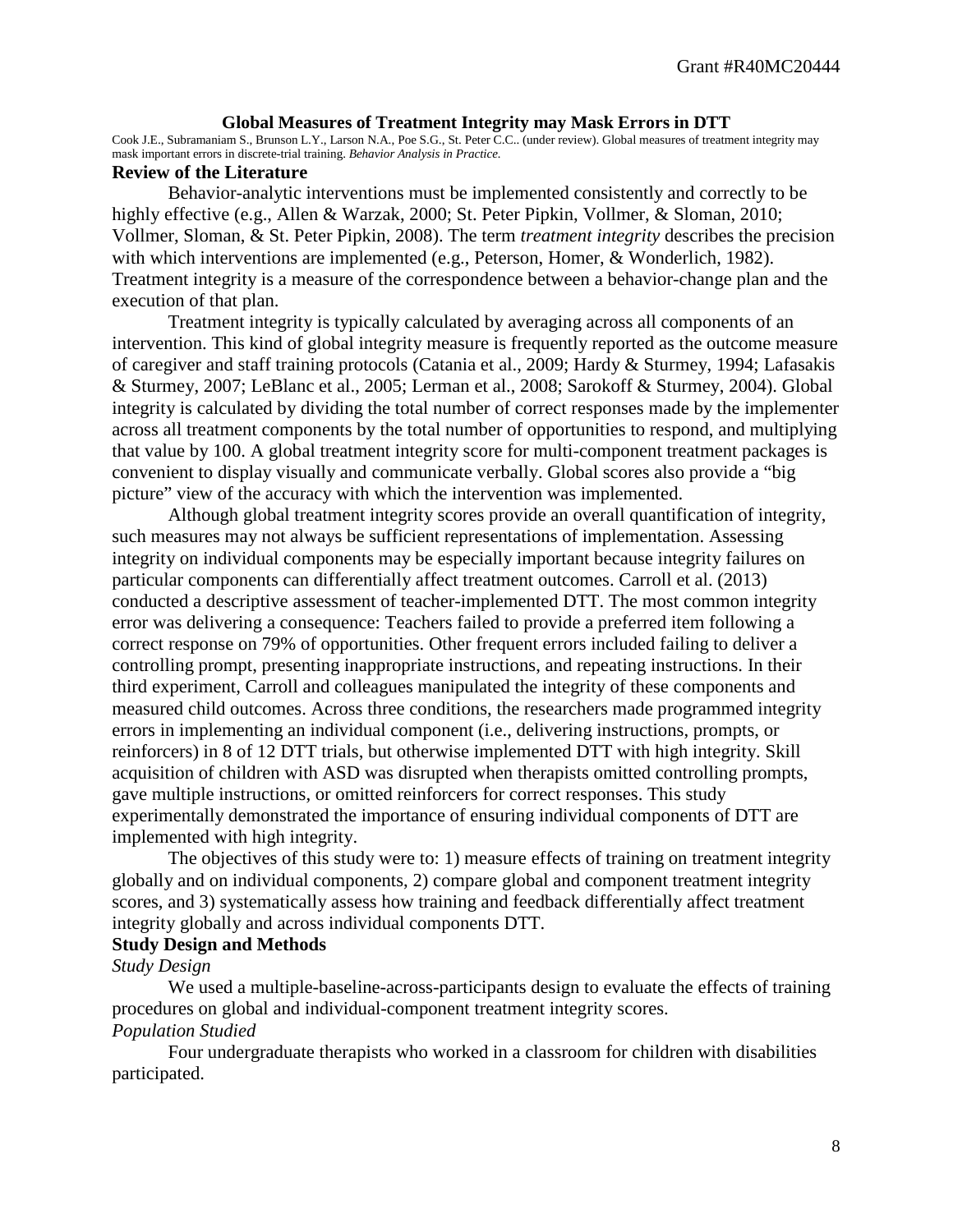### Global Measures of Treatment Integrity may Mask Errors in DTT

Cook J.E., Subramaniam S., Brunson L.Y., Larson N.A., Poe S.G., St. Peter C.C.. (under review). Global measures of treatment integrity may mask important errors in discrete-trial training. *Behavior Analysis in Practice.*

**Review of the Literature**

Behavior-analytic interventions must be implemented consistently and correctly to be highly effective (e.g., Allen & Warzak, 2000; St. Peter Pipkin, Vollmer, & Sloman, 2010; Vollmer, Sloman, & St. Peter Pipkin, 2008). The term *treatment integrity* describes the precision with which interventions are implemented (e.g., Peterson, Homer, & Wonderlich, 1982). Treatment integrity is a measure of the correspondence between a behavior-change plan and the execution of that plan.

Treatment integrity is typically calculated by averaging across all components of an intervention. This kind of global integrity measure is frequently reported as the outcome measure of caregiver and staff training protocols (Catania et al., 2009; Hardy & Sturmey, 1994; Lafasakis & Sturmey, 2007; LeBlanc et al., 2005; Lerman et al., 2008; Sarokoff & Sturmey, 2004). Global integrity is calculated by dividing the total number of correct responses made by the implementer across all treatment components by the total number of opportunities to respond, and multiplying that value by 100. A global treatment integrity score for multi-component treatment packages is convenient to display visually and communicate verbally. Global scores also provide a "big picture" view of the accuracy with which the intervention was implemented.

Although global treatment integrity scores provide an overall quantification of integrity, such measures may not always be sufficient representations of implementation. Assessing integrity on individual components may be especially important because integrity failures on particular components can differentially affect treatment outcomes. Carroll et al. (2013) conducted a descriptive assessment of teacher-implemented DTT. The most common integrity error was delivering a consequence: Teachers failed to provide a preferred item following a correct response on 79% of opportunities. Other frequent errors included failing to deliver a controlling prompt, presenting inappropriate instructions, and repeating instructions. In their third experiment, Carroll and colleagues manipulated the integrity of these components and measured child outcomes. Across three conditions, the researchers made programmed integrity errors in implementing an individual component (i.e., delivering instructions, prompts, or reinforcers) in 8 of 12 DTT trials, but otherwise implemented DTT with high integrity. Skill acquisition of children with ASD was disrupted when therapists omitted controlling prompts, gave multiple instructions, or omitted reinforcers for correct responses. This study experimentally demonstrated the importance of ensuring individual components of DTT are implemented with high integrity.

The objectives of this study were to: 1) measure effects of training on treatment integrity globally and on individual components, 2) compare global and component treatment integrity scores, and 3) systematically assess how training and feedback differentially affect treatment integrity globally and across individual components DTT.

**Study Design and Methods**

*Study Design*

We used a multiple-baseline-across-participants design to evaluate the effects of training procedures on global and individual-component treatment integrity scores.

*Population Studied*

Four undergraduate therapists who worked in a classroom for children with disabilities participated.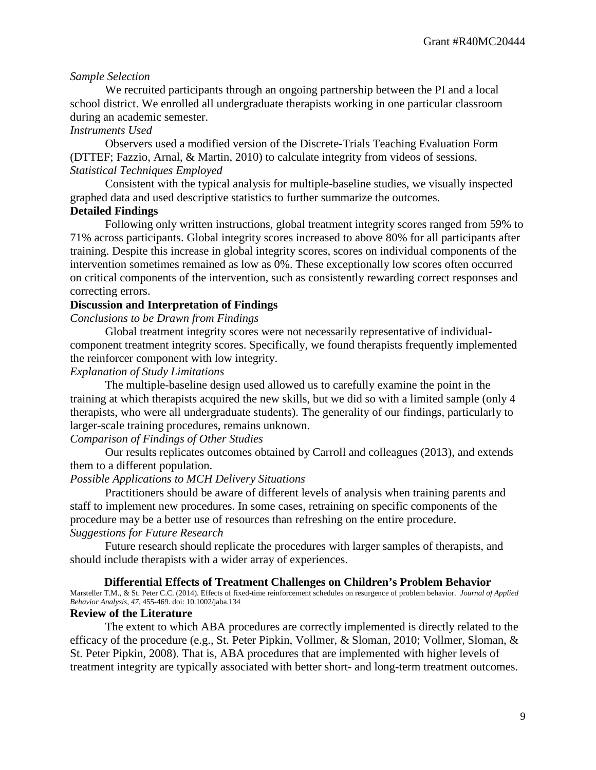*Sample Selection*

We recruited participants through an ongoing partnership between the PI and a local school district. We enrolled all undergraduate therapists working in one particular classroom during an academic semester.

*Instruments Used*

Observers used a modified version of the Discrete-Trials Teaching Evaluation Form (DTTEF; Fazzio, Arnal, & Martin, 2010) to calculate integrity from videos of sessions.

*Statistical Techniques Employed*

Consistent with the typical analysis for multiple-baseline studies, we visually inspected graphed data and used descriptive statistics to further summarize the outcomes.

**Detailed Findings**

Following only written instructions, global treatment integrity scores ranged from 59% to 71% across participants. Global integrity scores increased to above 80% for all participants after training. Despite this increase in global integrity scores, scores on individual components of the intervention sometimes remained as low as 0%. These exceptionally low scores often occurred on critical components of the intervention, such as consistently rewarding correct responses and correcting errors.

**Discussion and Interpretation of Findings**

*Conclusions to be Drawn from Findings*

Global treatment integrity scores were not necessarily representative of individual-component treatment integrity scores. Specifically, we found therapists frequently implemented the reinforcer component with low integrity.

*Explanation of Study Limitations*

The multiple-baseline design used allowed us to carefully examine the point in the training at which therapists acquired the new skills, but we did so with a limited sample (only 4 therapists, who were all undergraduate students). The generality of our findings, particularly to larger-scale training procedures, remains unknown.

*Comparison of Findings of Other Studies*

Our results replicates outcomes obtained by Carroll and colleagues (2013), and extends them to a different population.

*Possible Applications to MCH Delivery Situations*

Practitioners should be aware of different levels of analysis when training parents and staff to implement new procedures. In some cases, retraining on specific components of the procedure may be a better use of resources than refreshing on the entire procedure.

*Suggestions for Future Research*

Future research should replicate the procedures with larger samples of therapists, and should include therapists with a wider array of experiences.

## Differential Effects of Treatment Challenges on Children's Problem Behavior

Marsteller T.M., & St. Peter C.C. (2014). Effects of fixed-time reinforcement schedules on resurgence of problem behavior. *Journal of Applied Behavior Analysis*, *47*, 455-469. doi: 10.1002/jaba.134

**Review of the Literature**

The extent to which ABA procedures are correctly implemented is directly related to the efficacy of the procedure (e.g., St. Peter Pipkin, Vollmer, & Sloman, 2010; Vollmer, Sloman, & St. Peter Pipkin, 2008). That is, ABA procedures that are implemented with higher levels of treatment integrity are typically associated with better short- and long-term treatment outcomes.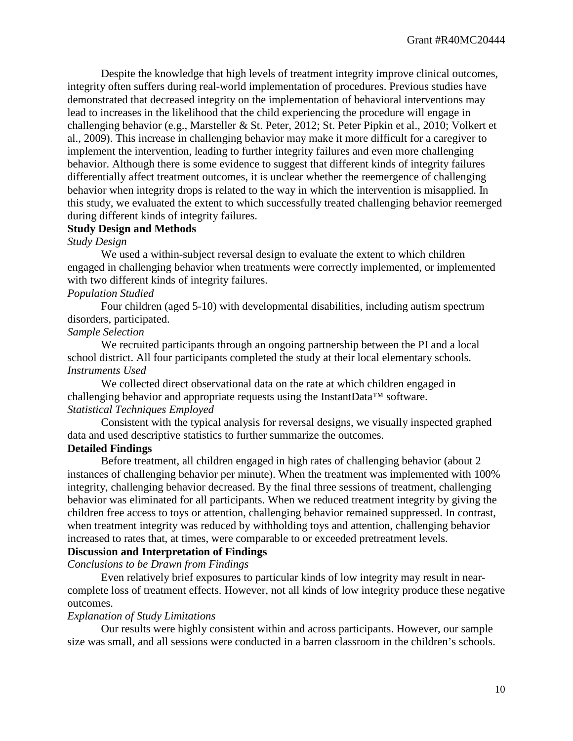Despite the knowledge that high levels of treatment integrity improve clinical outcomes, integrity often suffers during real-world implementation of procedures. Previous studies have demonstrated that decreased integrity on the implementation of behavioral interventions may lead to increases in the likelihood that the child experiencing the procedure will engage in challenging behavior (e.g., Marsteller & St. Peter, 2012; St. Peter Pipkin et al., 2010; Volkert et al., 2009). This increase in challenging behavior may make it more difficult for a caregiver to implement the intervention, leading to further integrity failures and even more challenging behavior. Although there is some evidence to suggest that different kinds of integrity failures differentially affect treatment outcomes, it is unclear whether the reemergence of challenging behavior when integrity drops is related to the way in which the intervention is misapplied. In this study, we evaluated the extent to which successfully treated challenging behavior reemerged during different kinds of integrity failures.

**Study Design and Methods**

*Study Design*

We used a within-subject reversal design to evaluate the extent to which children engaged in challenging behavior when treatments were correctly implemented, or implemented with two different kinds of integrity failures.

*Population Studied*

Four children (aged 5-10) with developmental disabilities, including autism spectrum disorders, participated.

*Sample Selection*

We recruited participants through an ongoing partnership between the PI and a local school district. All four participants completed the study at their local elementary schools.

*Instruments Used*

We collected direct observational data on the rate at which children engaged in challenging behavior and appropriate requests using the InstantData™ software.

*Statistical Techniques Employed*

Consistent with the typical analysis for reversal designs, we visually inspected graphed data and used descriptive statistics to further summarize the outcomes.

**Detailed Findings**

Before treatment, all children engaged in high rates of challenging behavior (about 2 instances of challenging behavior per minute). When the treatment was implemented with 100% integrity, challenging behavior decreased. By the final three sessions of treatment, challenging behavior was eliminated for all participants. When we reduced treatment integrity by giving the children free access to toys or attention, challenging behavior remained suppressed. In contrast, when treatment integrity was reduced by withholding toys and attention, challenging behavior increased to rates that, at times, were comparable to or exceeded pretreatment levels.

**Discussion and Interpretation of Findings**

*Conclusions to be Drawn from Findings*

Even relatively brief exposures to particular kinds of low integrity may result in near-complete loss of treatment effects. However, not all kinds of low integrity produce these negative outcomes.

*Explanation of Study Limitations*

Our results were highly consistent within and across participants. However, our sample size was small, and all sessions were conducted in a barren classroom in the children's schools.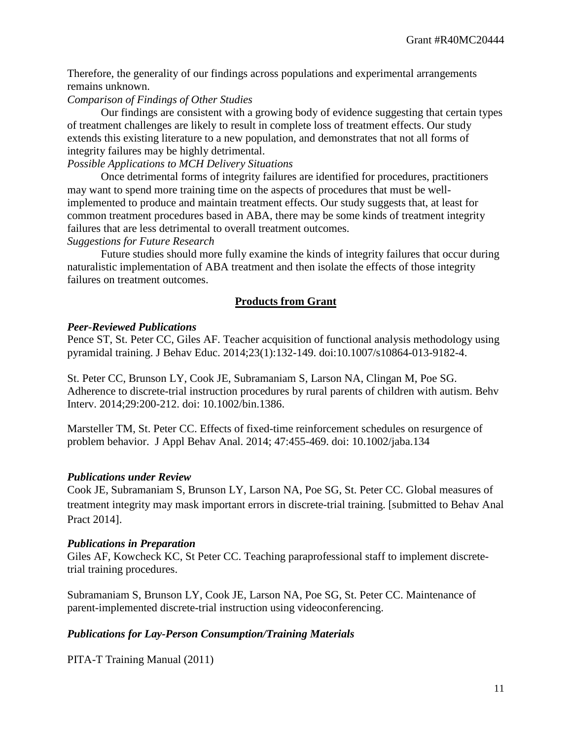Therefore, the generality of our findings across populations and experimental arrangements remains unknown.

*Comparison of Findings of Other Studies*

Our findings are consistent with a growing body of evidence suggesting that certain types of treatment challenges are likely to result in complete loss of treatment effects. Our study extends this existing literature to a new population, and demonstrates that not all forms of integrity failures may be highly detrimental.

*Possible Applications to MCH Delivery Situations*

Once detrimental forms of integrity failures are identified for procedures, practitioners may want to spend more training time on the aspects of procedures that must be well-implemented to produce and maintain treatment effects. Our study suggests that, at least for common treatment procedures based in ABA, there may be some kinds of treatment integrity failures that are less detrimental to overall treatment outcomes.

*Suggestions for Future Research*

Future studies should more fully examine the kinds of integrity failures that occur during naturalistic implementation of ABA treatment and then isolate the effects of those integrity failures on treatment outcomes.

## Products from Grant

***Peer-Reviewed Publications***

Pence ST, St. Peter CC, Giles AF. Teacher acquisition of functional analysis methodology using pyramidal training. J Behav Educ. 2014;23(1):132-149. doi:10.1007/s10864-013-9182-4.

St. Peter CC, Brunson LY, Cook JE, Subramaniam S, Larson NA, Clingan M, Poe SG. Adherence to discrete-trial instruction procedures by rural parents of children with autism. Behv Interv. 2014;29:200-212. doi: 10.1002/bin.1386.

Marsteller TM, St. Peter CC. Effects of fixed-time reinforcement schedules on resurgence of problem behavior. J Appl Behav Anal. 2014; 47:455-469. doi: 10.1002/jaba.134

***Publications under Review***

Cook JE, Subramaniam S, Brunson LY, Larson NA, Poe SG, St. Peter CC. Global measures of treatment integrity may mask important errors in discrete-trial training. [submitted to Behav Anal Pract 2014].

***Publications in Preparation***

Giles AF, Kowcheck KC, St Peter CC. Teaching paraprofessional staff to implement discrete-trial training procedures.

Subramaniam S, Brunson LY, Cook JE, Larson NA, Poe SG, St. Peter CC. Maintenance of parent-implemented discrete-trial instruction using videoconferencing.

***Publications for Lay-Person Consumption/Training Materials***

PITA-T Training Manual (2011)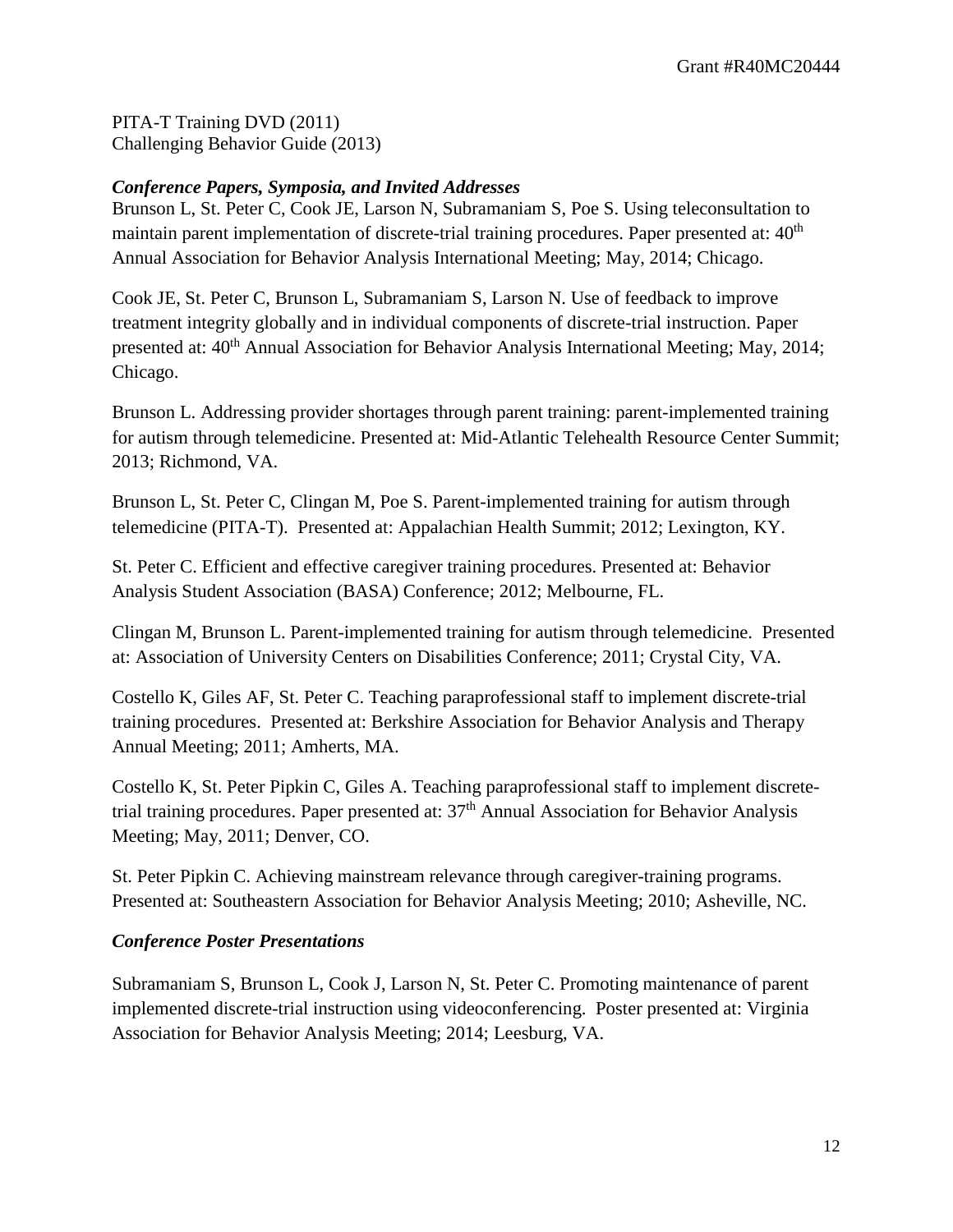PITA-T Training DVD (2011)
Challenging Behavior Guide (2013)

### *Conference Papers, Symposia, and Invited Addresses*

Brunson L, St. Peter C, Cook JE, Larson N, Subramaniam S, Poe S. Using teleconsultation to maintain parent implementation of discrete-trial training procedures. Paper presented at: 40th Annual Association for Behavior Analysis International Meeting; May, 2014; Chicago.

Cook JE, St. Peter C, Brunson L, Subramaniam S, Larson N. Use of feedback to improve treatment integrity globally and in individual components of discrete-trial instruction. Paper presented at: 40th Annual Association for Behavior Analysis International Meeting; May, 2014; Chicago.

Brunson L. Addressing provider shortages through parent training: parent-implemented training for autism through telemedicine. Presented at: Mid-Atlantic Telehealth Resource Center Summit; 2013; Richmond, VA.

Brunson L, St. Peter C, Clingan M, Poe S. Parent-implemented training for autism through telemedicine (PITA-T). Presented at: Appalachian Health Summit; 2012; Lexington, KY.

St. Peter C. Efficient and effective caregiver training procedures. Presented at: Behavior Analysis Student Association (BASA) Conference; 2012; Melbourne, FL.

Clingan M, Brunson L. Parent-implemented training for autism through telemedicine. Presented at: Association of University Centers on Disabilities Conference; 2011; Crystal City, VA.

Costello K, Giles AF, St. Peter C. Teaching paraprofessional staff to implement discrete-trial training procedures. Presented at: Berkshire Association for Behavior Analysis and Therapy Annual Meeting; 2011; Amherts, MA.

Costello K, St. Peter Pipkin C, Giles A. Teaching paraprofessional staff to implement discrete-trial training procedures. Paper presented at: 37th Annual Association for Behavior Analysis Meeting; May, 2011; Denver, CO.

St. Peter Pipkin C. Achieving mainstream relevance through caregiver-training programs. Presented at: Southeastern Association for Behavior Analysis Meeting; 2010; Asheville, NC.

### *Conference Poster Presentations*

Subramaniam S, Brunson L, Cook J, Larson N, St. Peter C. Promoting maintenance of parent implemented discrete-trial instruction using videoconferencing. Poster presented at: Virginia Association for Behavior Analysis Meeting; 2014; Leesburg, VA.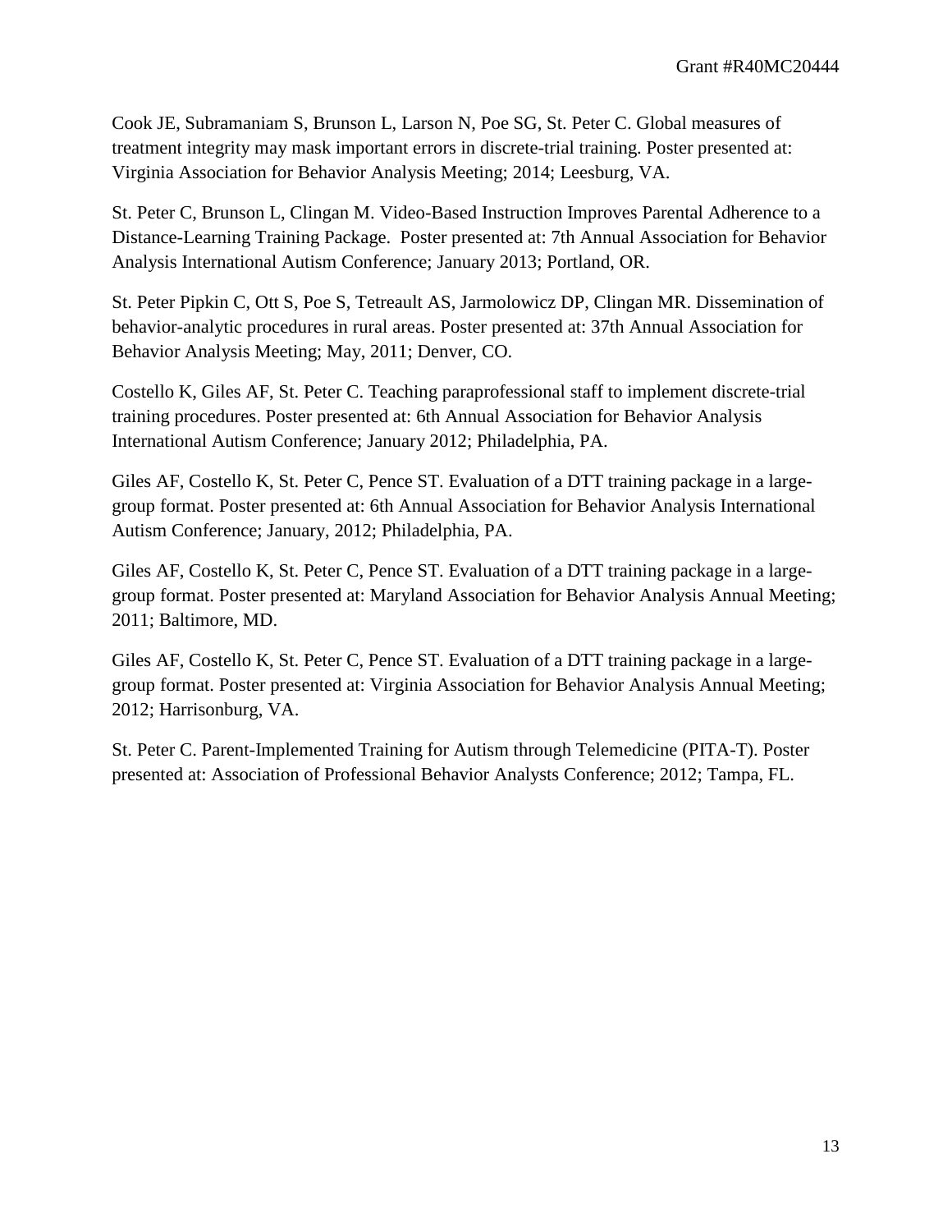Cook JE, Subramaniam S, Brunson L, Larson N, Poe SG, St. Peter C. Global measures of treatment integrity may mask important errors in discrete-trial training. Poster presented at: Virginia Association for Behavior Analysis Meeting; 2014; Leesburg, VA.

St. Peter C, Brunson L, Clingan M. Video-Based Instruction Improves Parental Adherence to a Distance-Learning Training Package. Poster presented at: 7th Annual Association for Behavior Analysis International Autism Conference; January 2013; Portland, OR.

St. Peter Pipkin C, Ott S, Poe S, Tetreault AS, Jarmolowicz DP, Clingan MR. Dissemination of behavior-analytic procedures in rural areas. Poster presented at: 37th Annual Association for Behavior Analysis Meeting; May, 2011; Denver, CO.

Costello K, Giles AF, St. Peter C. Teaching paraprofessional staff to implement discrete-trial training procedures. Poster presented at: 6th Annual Association for Behavior Analysis International Autism Conference; January 2012; Philadelphia, PA.

Giles AF, Costello K, St. Peter C, Pence ST. Evaluation of a DTT training package in a large-group format. Poster presented at: 6th Annual Association for Behavior Analysis International Autism Conference; January, 2012; Philadelphia, PA.

Giles AF, Costello K, St. Peter C, Pence ST. Evaluation of a DTT training package in a large-group format. Poster presented at: Maryland Association for Behavior Analysis Annual Meeting; 2011; Baltimore, MD.

Giles AF, Costello K, St. Peter C, Pence ST. Evaluation of a DTT training package in a large-group format. Poster presented at: Virginia Association for Behavior Analysis Annual Meeting; 2012; Harrisonburg, VA.

St. Peter C. Parent-Implemented Training for Autism through Telemedicine (PITA-T). Poster presented at: Association of Professional Behavior Analysts Conference; 2012; Tampa, FL.